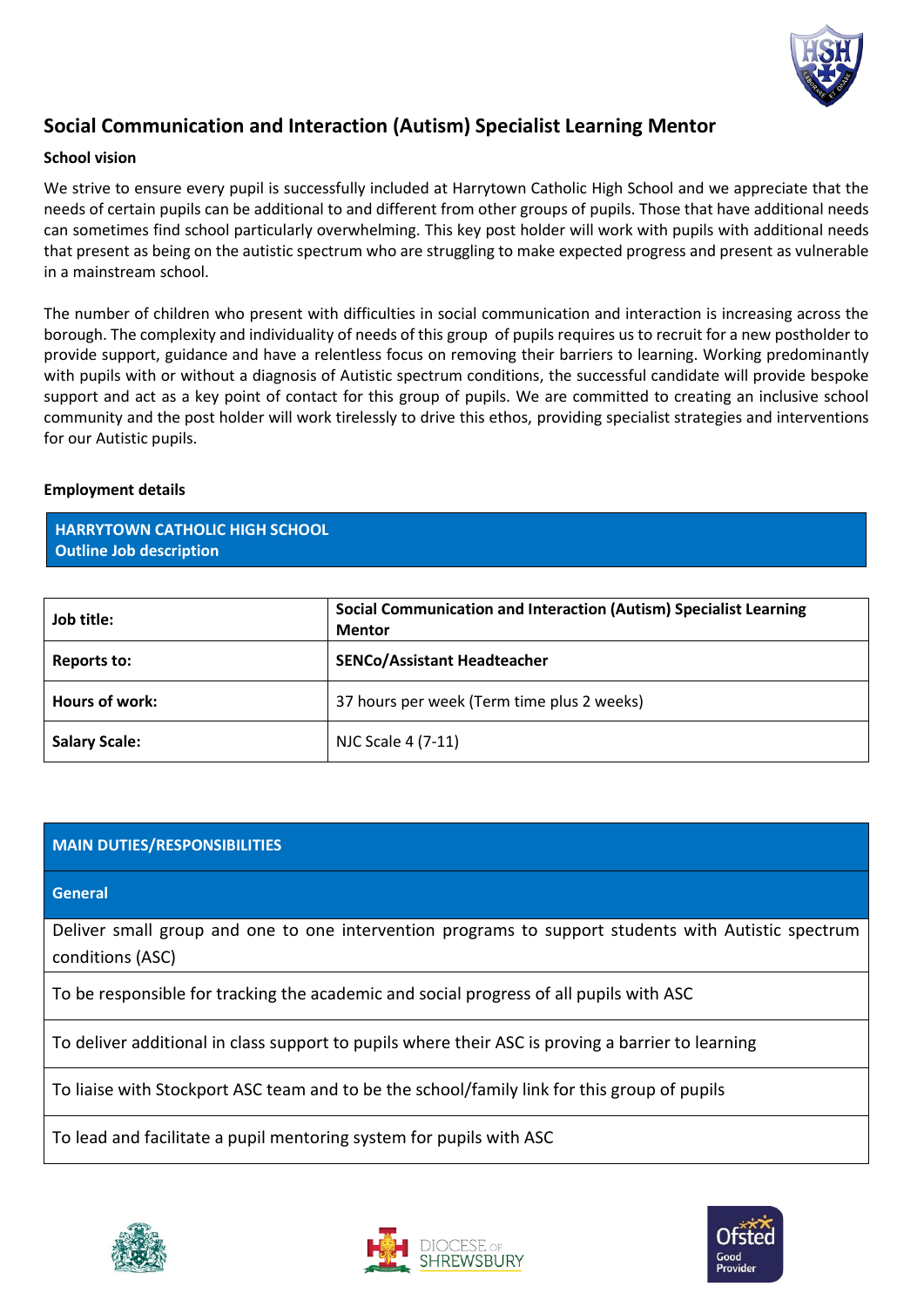# Social Communication and Interaction (Autism) Specialist Learning Mentor

**School vision**

We strive to ensure every pupil is successfully included at Harrytown Catholic High School and we appreciate that the needs of certain pupils can be additional to and different from other groups of pupils. Those that have additional needs can sometimes find school particularly overwhelming. This key post holder will work with pupils with additional needs that present as being on the autistic spectrum who are struggling to make expected progress and present as vulnerable in a mainstream school.

The number of children who present with difficulties in social communication and interaction is increasing across the borough. The complexity and individuality of needs of this group of pupils requires us to recruit for a new postholder to provide support, guidance and have a relentless focus on removing their barriers to learning. Working predominantly with pupils with or without a diagnosis of Autistic spectrum conditions, the successful candidate will provide bespoke support and act as a key point of contact for this group of pupils. We are committed to creating an inclusive school community and the post holder will work tirelessly to drive this ethos, providing specialist strategies and interventions for our Autistic pupils.

**Employment details**

**HARRYTOWN CATHOLIC HIGH SCHOOL**
**Outline Job description**

| | |
|---|---|
| **Job title:** | **Social Communication and Interaction (Autism) Specialist Learning Mentor** |
| **Reports to:** | **SENCo/Assistant Headteacher** |
| **Hours of work:** | 37 hours per week (Term time plus 2 weeks) |
| **Salary Scale:** | NJC Scale 4 (7-11) |

| **MAIN DUTIES/RESPONSIBILITIES** |
|---|
| **General** |
| Deliver small group and one to one intervention programs to support students with Autistic spectrum conditions (ASC) |
| To be responsible for tracking the academic and social progress of all pupils with ASC |
| To deliver additional in class support to pupils where their ASC is proving a barrier to learning |
| To liaise with Stockport ASC team and to be the school/family link for this group of pupils |
| To lead and facilitate a pupil mentoring system for pupils with ASC |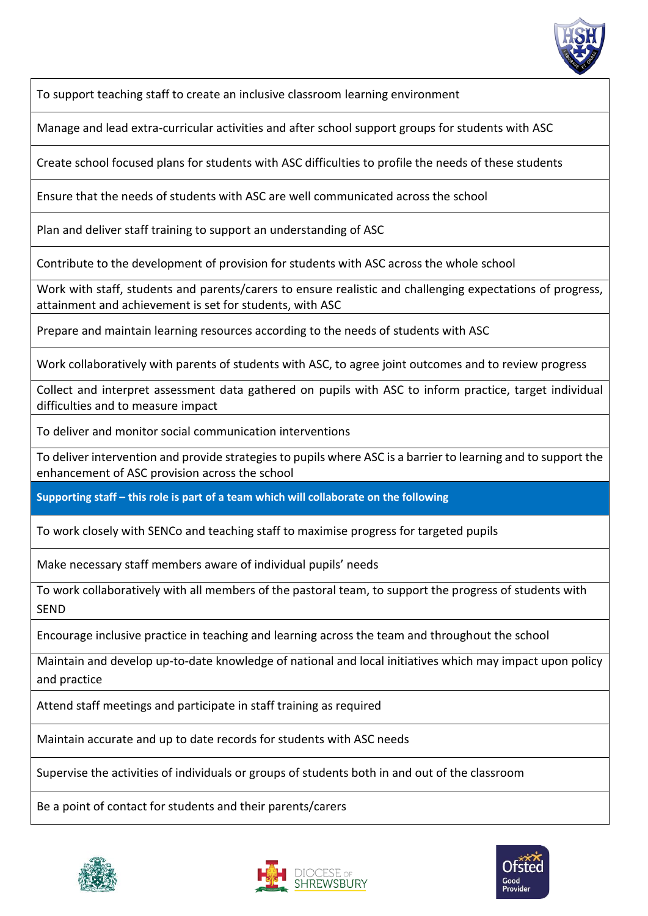| |
|---|
| To support teaching staff to create an inclusive classroom learning environment |
| Manage and lead extra-curricular activities and after school support groups for students with ASC |
| Create school focused plans for students with ASC difficulties to profile the needs of these students |
| Ensure that the needs of students with ASC are well communicated across the school |
| Plan and deliver staff training to support an understanding of ASC |
| Contribute to the development of provision for students with ASC across the whole school |
| Work with staff, students and parents/carers to ensure realistic and challenging expectations of progress, attainment and achievement is set for students, with ASC |
| Prepare and maintain learning resources according to the needs of students with ASC |
| Work collaboratively with parents of students with ASC, to agree joint outcomes and to review progress |
| Collect and interpret assessment data gathered on pupils with ASC to inform practice, target individual difficulties and to measure impact |
| To deliver and monitor social communication interventions |
| To deliver intervention and provide strategies to pupils where ASC is a barrier to learning and to support the enhancement of ASC provision across the school |
| **Supporting staff – this role is part of a team which will collaborate on the following** |
| To work closely with SENCo and teaching staff to maximise progress for targeted pupils |
| Make necessary staff members aware of individual pupils' needs |
| To work collaboratively with all members of the pastoral team, to support the progress of students with SEND |
| Encourage inclusive practice in teaching and learning across the team and throughout the school |
| Maintain and develop up-to-date knowledge of national and local initiatives which may impact upon policy and practice |
| Attend staff meetings and participate in staff training as required |
| Maintain accurate and up to date records for students with ASC needs |
| Supervise the activities of individuals or groups of students both in and out of the classroom |
| Be a point of contact for students and their parents/carers |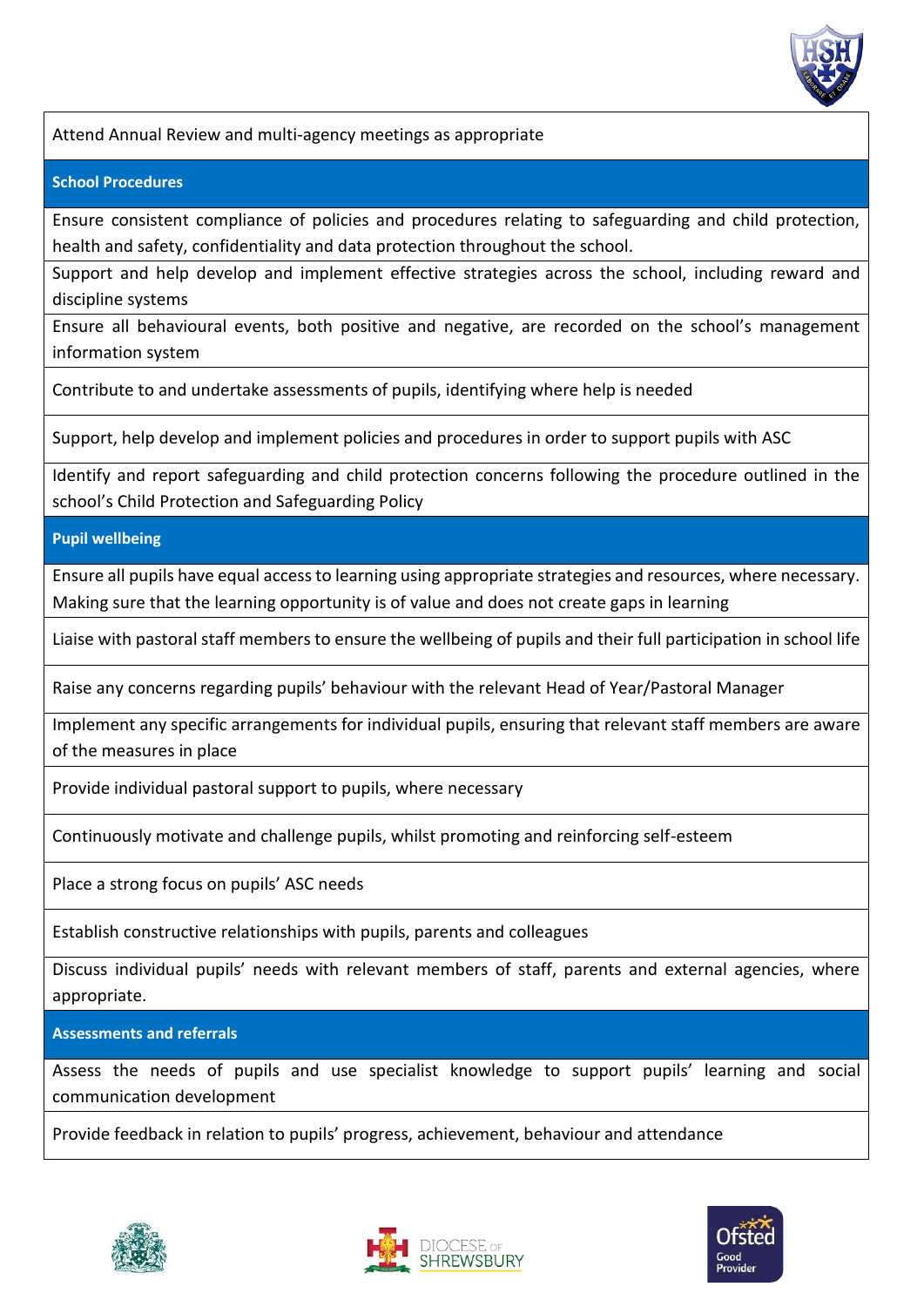Attend Annual Review and multi-agency meetings as appropriate

### School Procedures

Ensure consistent compliance of policies and procedures relating to safeguarding and child protection, health and safety, confidentiality and data protection throughout the school.

Support and help develop and implement effective strategies across the school, including reward and discipline systems

Ensure all behavioural events, both positive and negative, are recorded on the school's management information system

Contribute to and undertake assessments of pupils, identifying where help is needed

Support, help develop and implement policies and procedures in order to support pupils with ASC

Identify and report safeguarding and child protection concerns following the procedure outlined in the school's Child Protection and Safeguarding Policy

### Pupil wellbeing

Ensure all pupils have equal access to learning using appropriate strategies and resources, where necessary. Making sure that the learning opportunity is of value and does not create gaps in learning

Liaise with pastoral staff members to ensure the wellbeing of pupils and their full participation in school life

Raise any concerns regarding pupils' behaviour with the relevant Head of Year/Pastoral Manager

Implement any specific arrangements for individual pupils, ensuring that relevant staff members are aware of the measures in place

Provide individual pastoral support to pupils, where necessary

Continuously motivate and challenge pupils, whilst promoting and reinforcing self-esteem

Place a strong focus on pupils' ASC needs

Establish constructive relationships with pupils, parents and colleagues

Discuss individual pupils' needs with relevant members of staff, parents and external agencies, where appropriate.

### Assessments and referrals

Assess the needs of pupils and use specialist knowledge to support pupils' learning and social communication development

Provide feedback in relation to pupils' progress, achievement, behaviour and attendance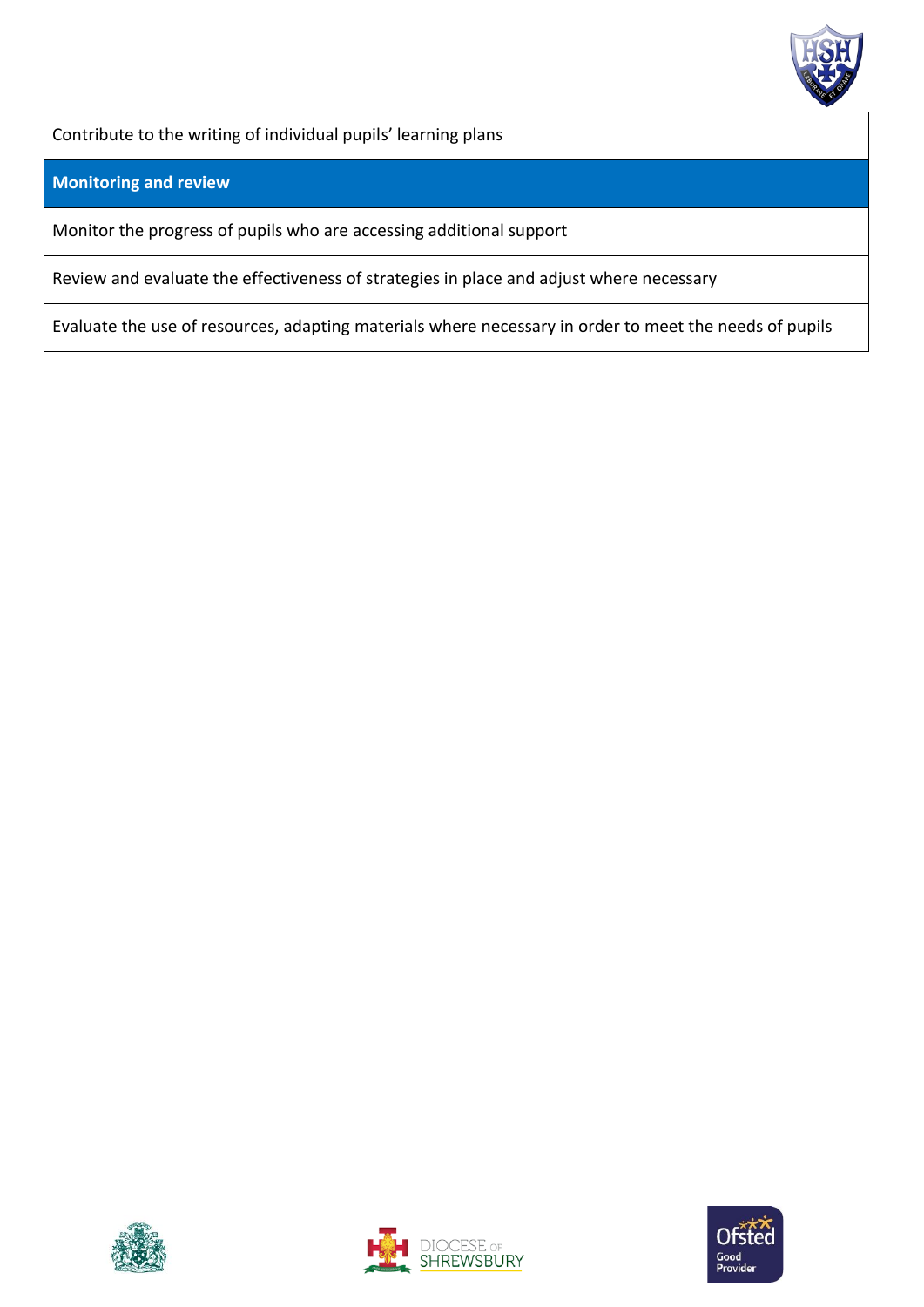| |
|---|
| Contribute to the writing of individual pupils' learning plans |
| **Monitoring and review** |
| Monitor the progress of pupils who are accessing additional support |
| Review and evaluate the effectiveness of strategies in place and adjust where necessary |
| Evaluate the use of resources, adapting materials where necessary in order to meet the needs of pupils |